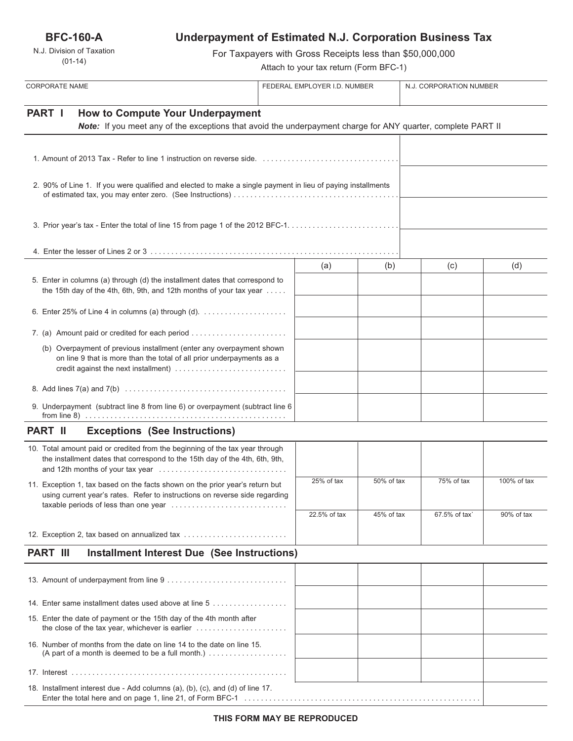**BFC-160-A**

N.J. Division of Taxation
(01-14)

# Underpayment of Estimated N.J. Corporation Business Tax

For Taxpayers with Gross Receipts less than $50,000,000

Attach to your tax return (Form BFC-1)

| CORPORATE NAME | FEDERAL EMPLOYER I.D. NUMBER | N.J. CORPORATION NUMBER |
|---|---|---|
| | | |

## PART I How to Compute Your Underpayment

***Note:*** If you meet any of the exceptions that avoid the underpayment charge for ANY quarter, complete PART II

| | |
|---|---|
| 1. Amount of 2013 Tax - Refer to line 1 instruction on reverse side. | |
| 2. 90% of Line 1. If you were qualified and elected to make a single payment in lieu of paying installments of estimated tax, you may enter zero. (See Instructions) | |
| 3. Prior year's tax - Enter the total of line 15 from page 1 of the 2012 BFC-1. | |
| 4. Enter the lesser of Lines 2 or 3 | |

| | (a) | (b) | (c) | (d) |
|---|---|---|---|---|
| 5. Enter in columns (a) through (d) the installment dates that correspond to the 15th day of the 4th, 6th, 9th, and 12th months of your tax year | | | | |
| 6. Enter 25% of Line 4 in columns (a) through (d). | | | | |
| 7. (a) Amount paid or credited for each period | | | | |
| (b) Overpayment of previous installment (enter any overpayment shown on line 9 that is more than the total of all prior underpayments as a credit against the next installment) | | | | |
| 8. Add lines 7(a) and 7(b) | | | | |
| 9. Underpayment (subtract line 8 from line 6) or overpayment (subtract line 6 from line 8) | | | | |

## PART II Exceptions (See Instructions)

| | (a) | (b) | (c) | (d) |
|---|---|---|---|---|
| 10. Total amount paid or credited from the beginning of the tax year through the installment dates that correspond to the 15th day of the 4th, 6th, 9th, and 12th months of your tax year | | | | |
| 11. Exception 1, tax based on the facts shown on the prior year's return but using current year's rates. Refer to instructions on reverse side regarding taxable periods of less than one year | 25% of tax | 50% of tax | 75% of tax | 100% of tax |
| 12. Exception 2, tax based on annualized tax | 22.5% of tax | 45% of tax | 67.5% of tax` | 90% of tax |

## PART III Installment Interest Due (See Instructions)

| | (a) | (b) | (c) | (d) |
|---|---|---|---|---|
| 13. Amount of underpayment from line 9 | | | | |
| 14. Enter same installment dates used above at line 5 | | | | |
| 15. Enter the date of payment or the 15th day of the 4th month after the close of the tax year, whichever is earlier | | | | |
| 16. Number of months from the date on line 14 to the date on line 15. (A part of a month is deemed to be a full month.) | | | | |
| 17. Interest | | | | |
| 18. Installment interest due - Add columns (a), (b), (c), and (d) of line 17. Enter the total here and on page 1, line 21, of Form BFC-1 | | | | |

**THIS FORM MAY BE REPRODUCED**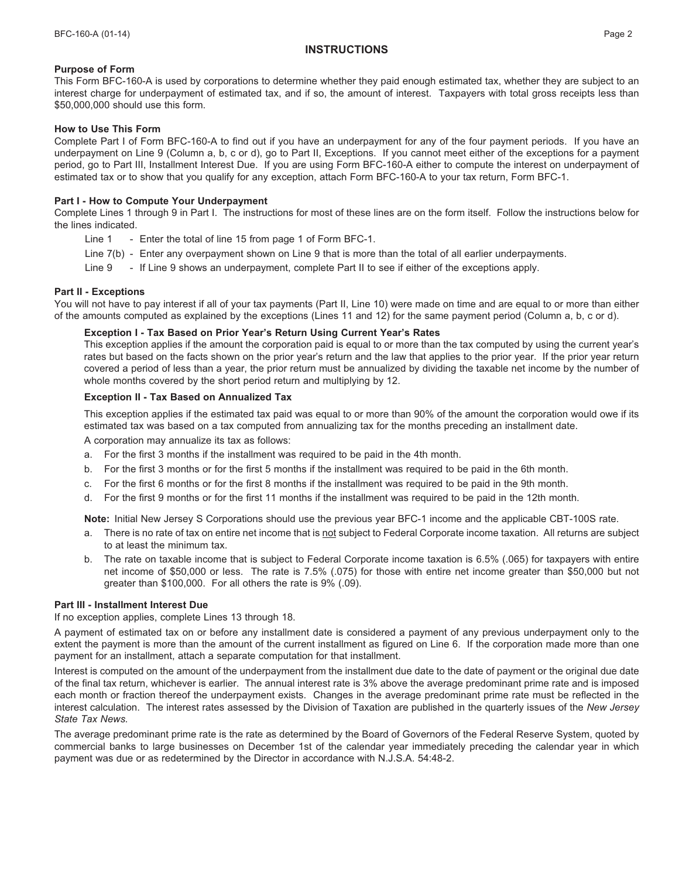# INSTRUCTIONS

**Purpose of Form**

This Form BFC-160-A is used by corporations to determine whether they paid enough estimated tax, whether they are subject to an interest charge for underpayment of estimated tax, and if so, the amount of interest. Taxpayers with total gross receipts less than $50,000,000 should use this form.

**How to Use This Form**

Complete Part I of Form BFC-160-A to find out if you have an underpayment for any of the four payment periods. If you have an underpayment on Line 9 (Column a, b, c or d), go to Part II, Exceptions. If you cannot meet either of the exceptions for a payment period, go to Part III, Installment Interest Due. If you are using Form BFC-160-A either to compute the interest on underpayment of estimated tax or to show that you qualify for any exception, attach Form BFC-160-A to your tax return, Form BFC-1.

**Part I - How to Compute Your Underpayment**

Complete Lines 1 through 9 in Part I. The instructions for most of these lines are on the form itself. Follow the instructions below for the lines indicated.

- Line 1 - Enter the total of line 15 from page 1 of Form BFC-1.
- Line 7(b) - Enter any overpayment shown on Line 9 that is more than the total of all earlier underpayments.
- Line 9 - If Line 9 shows an underpayment, complete Part II to see if either of the exceptions apply.

**Part II - Exceptions**

You will not have to pay interest if all of your tax payments (Part II, Line 10) were made on time and are equal to or more than either of the amounts computed as explained by the exceptions (Lines 11 and 12) for the same payment period (Column a, b, c or d).

**Exception I - Tax Based on Prior Year's Return Using Current Year's Rates**

This exception applies if the amount the corporation paid is equal to or more than the tax computed by using the current year's rates but based on the facts shown on the prior year's return and the law that applies to the prior year. If the prior year return covered a period of less than a year, the prior return must be annualized by dividing the taxable net income by the number of whole months covered by the short period return and multiplying by 12.

**Exception II - Tax Based on Annualized Tax**

This exception applies if the estimated tax paid was equal to or more than 90% of the amount the corporation would owe if its estimated tax was based on a tax computed from annualizing tax for the months preceding an installment date.

A corporation may annualize its tax as follows:

a. For the first 3 months if the installment was required to be paid in the 4th month.
b. For the first 3 months or for the first 5 months if the installment was required to be paid in the 6th month.
c. For the first 6 months or for the first 8 months if the installment was required to be paid in the 9th month.
d. For the first 9 months or for the first 11 months if the installment was required to be paid in the 12th month.

**Note:** Initial New Jersey S Corporations should use the previous year BFC-1 income and the applicable CBT-100S rate.

a. There is no rate of tax on entire net income that is not subject to Federal Corporate income taxation. All returns are subject to at least the minimum tax.
b. The rate on taxable income that is subject to Federal Corporate income taxation is 6.5% (.065) for taxpayers with entire net income of $50,000 or less. The rate is 7.5% (.075) for those with entire net income greater than $50,000 but not greater than $100,000. For all others the rate is 9% (.09).

**Part III - Installment Interest Due**

If no exception applies, complete Lines 13 through 18.

A payment of estimated tax on or before any installment date is considered a payment of any previous underpayment only to the extent the payment is more than the amount of the current installment as figured on Line 6. If the corporation made more than one payment for an installment, attach a separate computation for that installment.

Interest is computed on the amount of the underpayment from the installment due date to the date of payment or the original due date of the final tax return, whichever is earlier. The annual interest rate is 3% above the average predominant prime rate and is imposed each month or fraction thereof the underpayment exists. Changes in the average predominant prime rate must be reflected in the interest calculation. The interest rates assessed by the Division of Taxation are published in the quarterly issues of the *New Jersey State Tax News.*

The average predominant prime rate is the rate as determined by the Board of Governors of the Federal Reserve System, quoted by commercial banks to large businesses on December 1st of the calendar year immediately preceding the calendar year in which payment was due or as redetermined by the Director in accordance with N.J.S.A. 54:48-2.